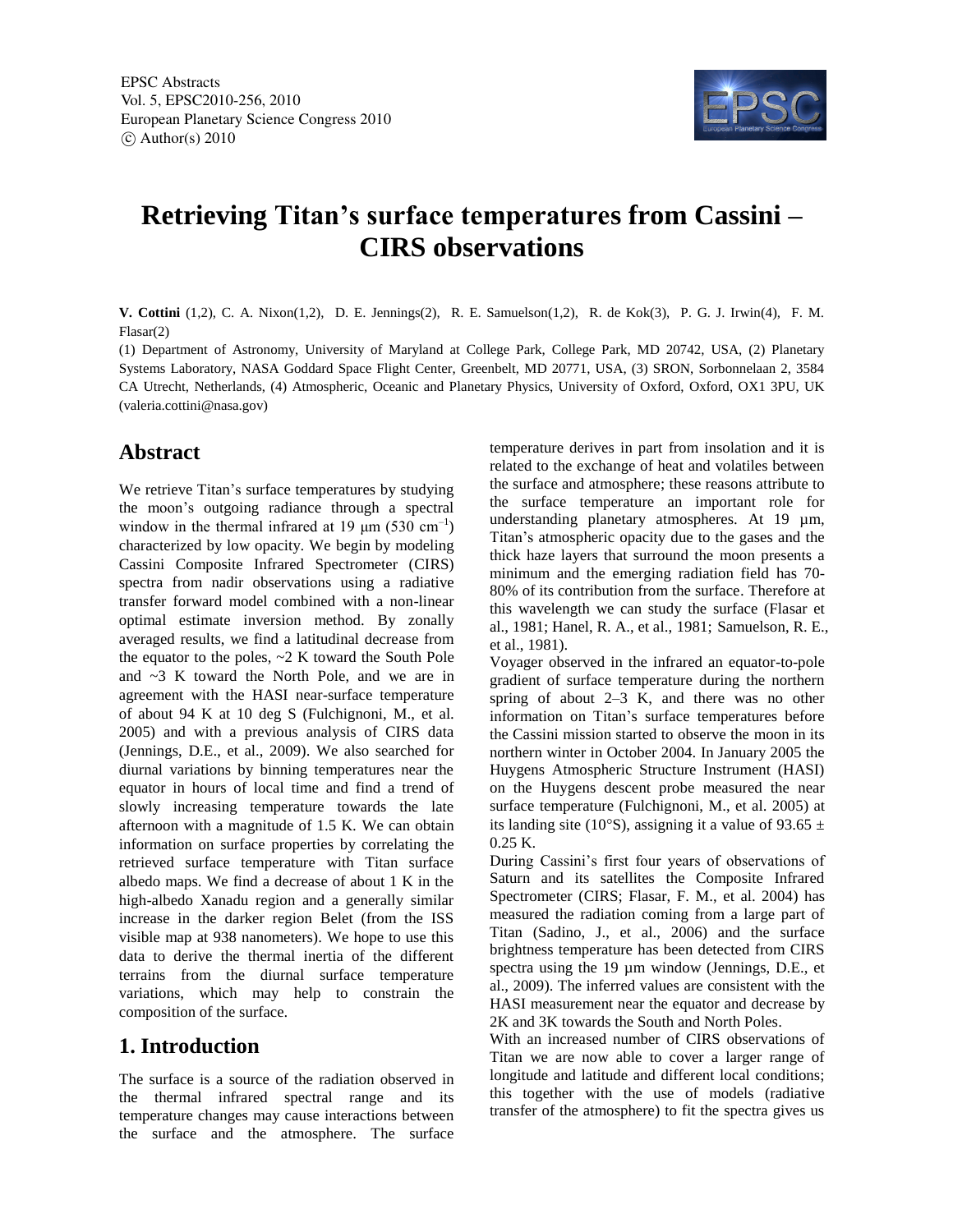# Retrieving Titan's surface temperatures from Cassini – CIRS observations

**V. Cottini** (1,2), C. A. Nixon(1,2), D. E. Jennings(2), R. E. Samuelson(1,2), R. de Kok(3), P. G. J. Irwin(4), F. M. Flasar(2)

(1) Department of Astronomy, University of Maryland at College Park, College Park, MD 20742, USA, (2) Planetary Systems Laboratory, NASA Goddard Space Flight Center, Greenbelt, MD 20771, USA, (3) SRON, Sorbonnelaan 2, 3584 CA Utrecht, Netherlands, (4) Atmospheric, Oceanic and Planetary Physics, University of Oxford, Oxford, OX1 3PU, UK (valeria.cottini@nasa.gov)

## Abstract

We retrieve Titan's surface temperatures by studying the moon's outgoing radiance through a spectral window in the thermal infrared at 19 μm (530 $cm^{-1}$) characterized by low opacity. We begin by modeling Cassini Composite Infrared Spectrometer (CIRS) spectra from nadir observations using a radiative transfer forward model combined with a non-linear optimal estimate inversion method. By zonally averaged results, we find a latitudinal decrease from the equator to the poles, ~2 K toward the South Pole and ~3 K toward the North Pole, and we are in agreement with the HASI near-surface temperature of about 94 K at 10 deg S (Fulchignoni, M., et al. 2005) and with a previous analysis of CIRS data (Jennings, D.E., et al., 2009). We also searched for diurnal variations by binning temperatures near the equator in hours of local time and find a trend of slowly increasing temperature towards the late afternoon with a magnitude of 1.5 K. We can obtain information on surface properties by correlating the retrieved surface temperature with Titan surface albedo maps. We find a decrease of about 1 K in the high-albedo Xanadu region and a generally similar increase in the darker region Belet (from the ISS visible map at 938 nanometers). We hope to use this data to derive the thermal inertia of the different terrains from the diurnal surface temperature variations, which may help to constrain the composition of the surface.

## 1. Introduction

The surface is a source of the radiation observed in the thermal infrared spectral range and its temperature changes may cause interactions between the surface and the atmosphere. The surface temperature derives in part from insolation and it is related to the exchange of heat and volatiles between the surface and atmosphere; these reasons attribute to the surface temperature an important role for understanding planetary atmospheres. At 19 μm, Titan's atmospheric opacity due to the gases and the thick haze layers that surround the moon presents a minimum and the emerging radiation field has 70-80% of its contribution from the surface. Therefore at this wavelength we can study the surface (Flasar et al., 1981; Hanel, R. A., et al., 1981; Samuelson, R. E., et al., 1981).

Voyager observed in the infrared an equator-to-pole gradient of surface temperature during the northern spring of about 2–3 K, and there was no other information on Titan's surface temperatures before the Cassini mission started to observe the moon in its northern winter in October 2004. In January 2005 the Huygens Atmospheric Structure Instrument (HASI) on the Huygens descent probe measured the near surface temperature (Fulchignoni, M., et al. 2005) at its landing site (10°S), assigning it a value of 93.65 ± 0.25 K.

During Cassini's first four years of observations of Saturn and its satellites the Composite Infrared Spectrometer (CIRS; Flasar, F. M., et al. 2004) has measured the radiation coming from a large part of Titan (Sadino, J., et al., 2006) and the surface brightness temperature has been detected from CIRS spectra using the 19 μm window (Jennings, D.E., et al., 2009). The inferred values are consistent with the HASI measurement near the equator and decrease by 2K and 3K towards the South and North Poles.

With an increased number of CIRS observations of Titan we are now able to cover a larger range of longitude and latitude and different local conditions; this together with the use of models (radiative transfer of the atmosphere) to fit the spectra gives us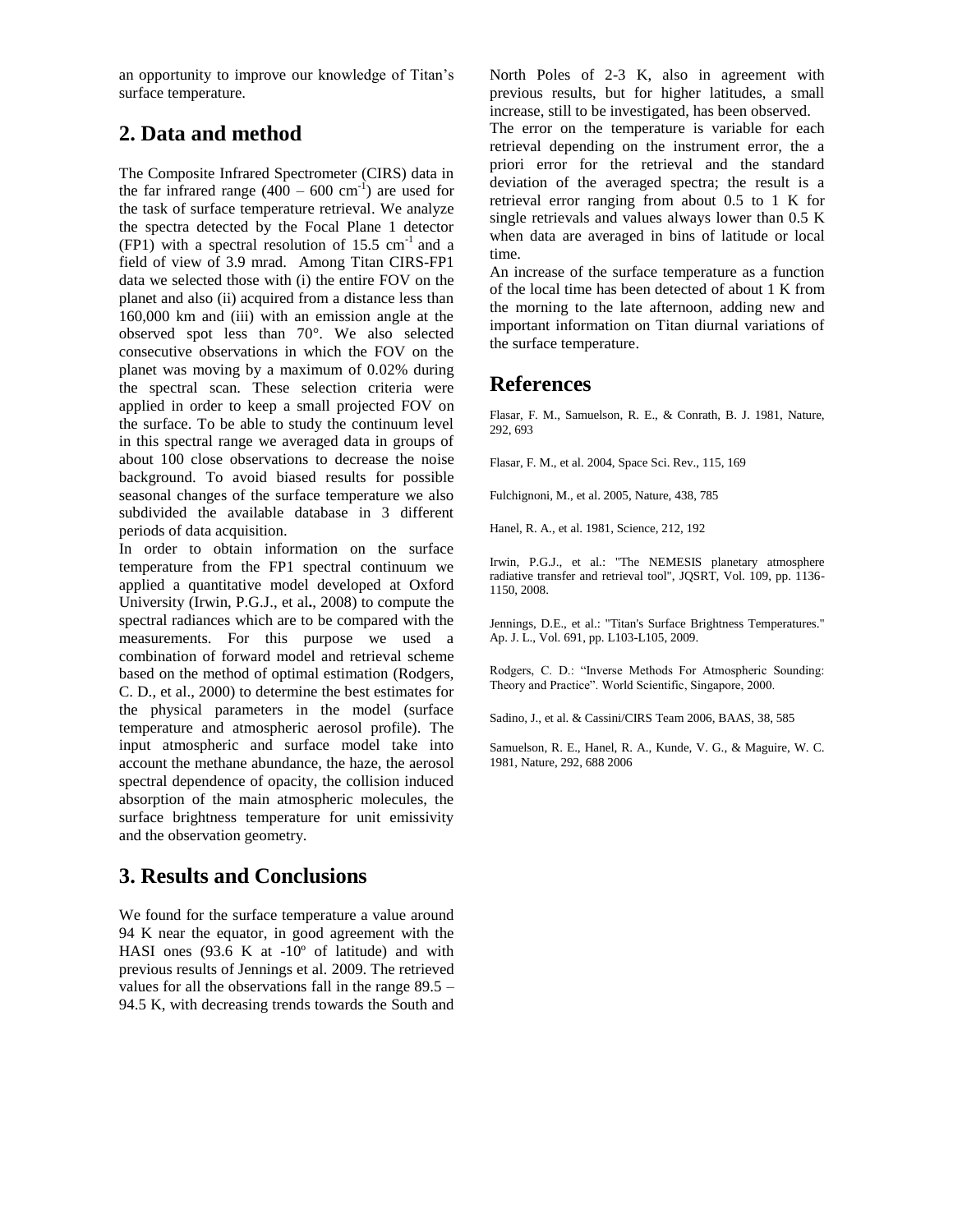an opportunity to improve our knowledge of Titan's surface temperature.

## 2. Data and method

The Composite Infrared Spectrometer (CIRS) data in the far infrared range (400 – 600 $cm^{-1}$) are used for the task of surface temperature retrieval. We analyze the spectra detected by the Focal Plane 1 detector (FP1) with a spectral resolution of 15.5 $cm^{-1}$ and a field of view of 3.9 mrad. Among Titan CIRS-FP1 data we selected those with (i) the entire FOV on the planet and also (ii) acquired from a distance less than 160,000 km and (iii) with an emission angle at the observed spot less than 70°. We also selected consecutive observations in which the FOV on the planet was moving by a maximum of 0.02% during the spectral scan. These selection criteria were applied in order to keep a small projected FOV on the surface. To be able to study the continuum level in this spectral range we averaged data in groups of about 100 close observations to decrease the noise background. To avoid biased results for possible seasonal changes of the surface temperature we also subdivided the available database in 3 different periods of data acquisition.

In order to obtain information on the surface temperature from the FP1 spectral continuum we applied a quantitative model developed at Oxford University (Irwin, P.G.J., et al**.**, 2008) to compute the spectral radiances which are to be compared with the measurements. For this purpose we used a combination of forward model and retrieval scheme based on the method of optimal estimation (Rodgers, C. D., et al., 2000) to determine the best estimates for the physical parameters in the model (surface temperature and atmospheric aerosol profile). The input atmospheric and surface model take into account the methane abundance, the haze, the aerosol spectral dependence of opacity, the collision induced absorption of the main atmospheric molecules, the surface brightness temperature for unit emissivity and the observation geometry.

## 3. Results and Conclusions

We found for the surface temperature a value around 94 K near the equator, in good agreement with the HASI ones (93.6 K at -10º of latitude) and with previous results of Jennings et al. 2009. The retrieved values for all the observations fall in the range 89.5 – 94.5 K, with decreasing trends towards the South and North Poles of 2-3 K, also in agreement with previous results, but for higher latitudes, a small increase, still to be investigated, has been observed.

The error on the temperature is variable for each retrieval depending on the instrument error, the a priori error for the retrieval and the standard deviation of the averaged spectra; the result is a retrieval error ranging from about 0.5 to 1 K for single retrievals and values always lower than 0.5 K when data are averaged in bins of latitude or local time.

An increase of the surface temperature as a function of the local time has been detected of about 1 K from the morning to the late afternoon, adding new and important information on Titan diurnal variations of the surface temperature.

## References

Flasar, F. M., Samuelson, R. E., & Conrath, B. J. 1981, Nature, 292, 693

Flasar, F. M., et al. 2004, Space Sci. Rev., 115, 169

Fulchignoni, M., et al. 2005, Nature, 438, 785

Hanel, R. A., et al. 1981, Science, 212, 192

Irwin, P.G.J., et al.: "The NEMESIS planetary atmosphere radiative transfer and retrieval tool", JQSRT, Vol. 109, pp. 1136-1150, 2008.

Jennings, D.E., et al.: "Titan's Surface Brightness Temperatures." Ap. J. L., Vol. 691, pp. L103-L105, 2009.

Rodgers, C. D.: "Inverse Methods For Atmospheric Sounding: Theory and Practice". World Scientific, Singapore, 2000.

Sadino, J., et al. & Cassini/CIRS Team 2006, BAAS, 38, 585

Samuelson, R. E., Hanel, R. A., Kunde, V. G., & Maguire, W. C. 1981, Nature, 292, 688 2006